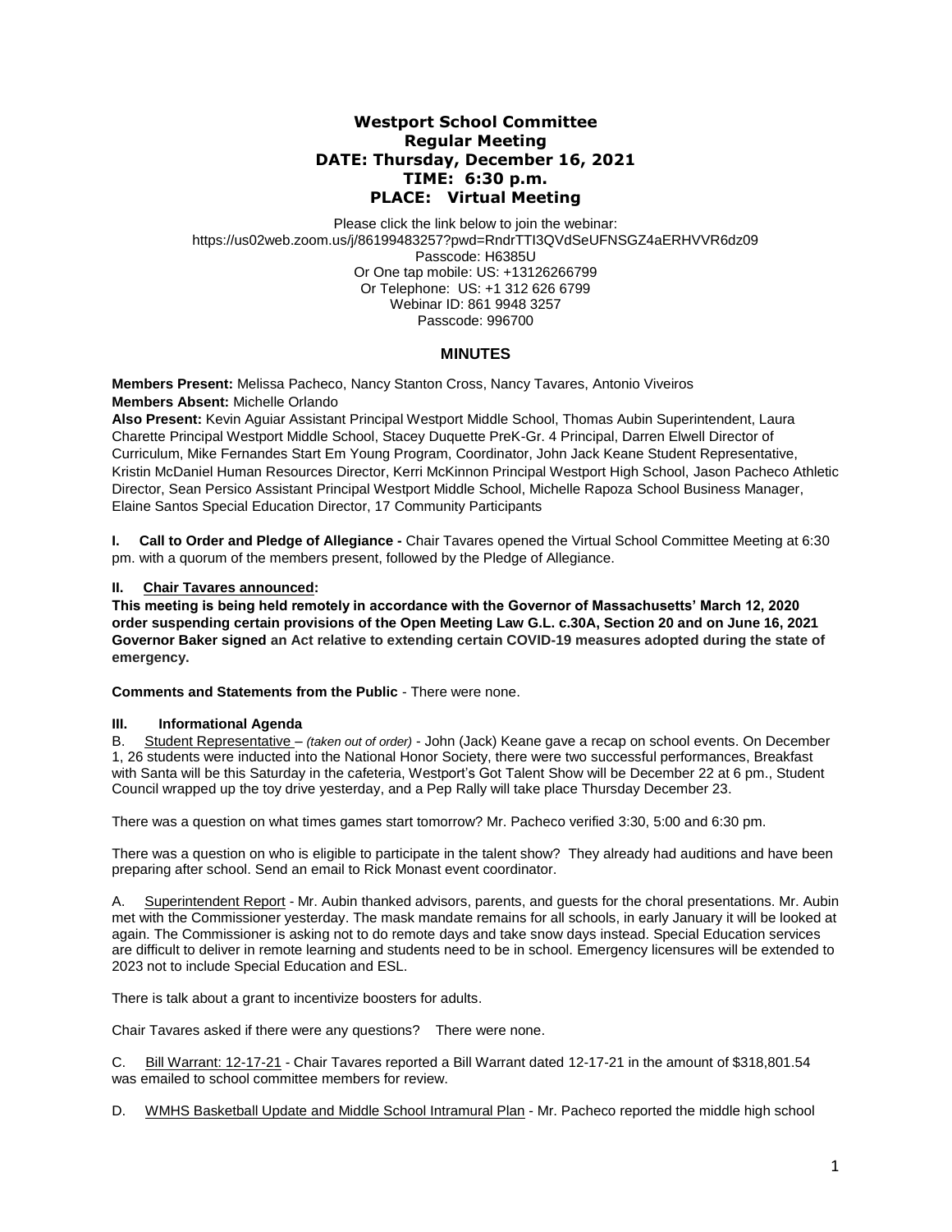# Westport School Committee
## Regular Meeting
## DATE: Thursday, December 16, 2021
## TIME: 6:30 p.m.
## PLACE: Virtual Meeting

Please click the link below to join the webinar:
https://us02web.zoom.us/j/86199483257?pwd=RndrTTI3QVdSeUFNSGZ4aERHVVR6dz09
Passcode: H6385U
Or One tap mobile: US: +13126266799
Or Telephone: US: +1 312 626 6799
Webinar ID: 861 9948 3257
Passcode: 996700

## MINUTES

**Members Present:** Melissa Pacheco, Nancy Stanton Cross, Nancy Tavares, Antonio Viveiros
**Members Absent:** Michelle Orlando
**Also Present:** Kevin Aguiar Assistant Principal Westport Middle School, Thomas Aubin Superintendent, Laura Charette Principal Westport Middle School, Stacey Duquette PreK-Gr. 4 Principal, Darren Elwell Director of Curriculum, Mike Fernandes Start Em Young Program, Coordinator, John Jack Keane Student Representative, Kristin McDaniel Human Resources Director, Kerri McKinnon Principal Westport High School, Jason Pacheco Athletic Director, Sean Persico Assistant Principal Westport Middle School, Michelle Rapoza School Business Manager, Elaine Santos Special Education Director, 17 Community Participants

**I. Call to Order and Pledge of Allegiance -** Chair Tavares opened the Virtual School Committee Meeting at 6:30 pm. with a quorum of the members present, followed by the Pledge of Allegiance.

**II. Chair Tavares announced:**
**This meeting is being held remotely in accordance with the Governor of Massachusetts' March 12, 2020 order suspending certain provisions of the Open Meeting Law G.L. c.30A, Section 20 and on June 16, 2021 Governor Baker signed an Act relative to extending certain COVID-19 measures adopted during the state of emergency.**

**Comments and Statements from the Public** - There were none.

**III. Informational Agenda**

B. Student Representative – *(taken out of order)* - John (Jack) Keane gave a recap on school events. On December 1, 26 students were inducted into the National Honor Society, there were two successful performances, Breakfast with Santa will be this Saturday in the cafeteria, Westport's Got Talent Show will be December 22 at 6 pm., Student Council wrapped up the toy drive yesterday, and a Pep Rally will take place Thursday December 23.

There was a question on what times games start tomorrow? Mr. Pacheco verified 3:30, 5:00 and 6:30 pm.

There was a question on who is eligible to participate in the talent show? They already had auditions and have been preparing after school. Send an email to Rick Monast event coordinator.

A. Superintendent Report - Mr. Aubin thanked advisors, parents, and guests for the choral presentations. Mr. Aubin met with the Commissioner yesterday. The mask mandate remains for all schools, in early January it will be looked at again. The Commissioner is asking not to do remote days and take snow days instead. Special Education services are difficult to deliver in remote learning and students need to be in school. Emergency licensures will be extended to 2023 not to include Special Education and ESL.

There is talk about a grant to incentivize boosters for adults.

Chair Tavares asked if there were any questions? There were none.

C. Bill Warrant: 12-17-21 - Chair Tavares reported a Bill Warrant dated 12-17-21 in the amount of $318,801.54 was emailed to school committee members for review.

D. WMHS Basketball Update and Middle School Intramural Plan - Mr. Pacheco reported the middle high school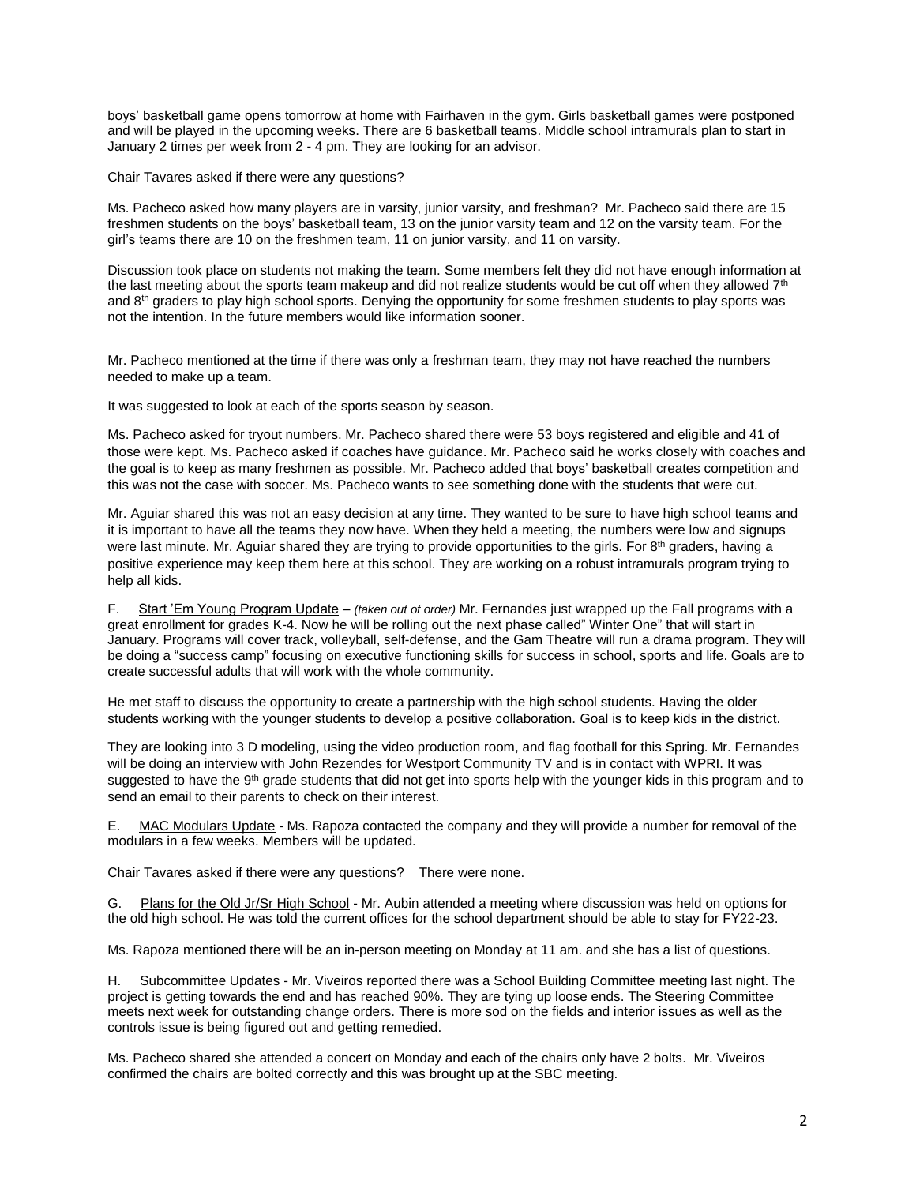boys' basketball game opens tomorrow at home with Fairhaven in the gym. Girls basketball games were postponed and will be played in the upcoming weeks. There are 6 basketball teams. Middle school intramurals plan to start in January 2 times per week from 2 - 4 pm. They are looking for an advisor.

Chair Tavares asked if there were any questions?

Ms. Pacheco asked how many players are in varsity, junior varsity, and freshman? Mr. Pacheco said there are 15 freshmen students on the boys' basketball team, 13 on the junior varsity team and 12 on the varsity team. For the girl's teams there are 10 on the freshmen team, 11 on junior varsity, and 11 on varsity.

Discussion took place on students not making the team. Some members felt they did not have enough information at the last meeting about the sports team makeup and did not realize students would be cut off when they allowed 7th and 8th graders to play high school sports. Denying the opportunity for some freshmen students to play sports was not the intention. In the future members would like information sooner.

Mr. Pacheco mentioned at the time if there was only a freshman team, they may not have reached the numbers needed to make up a team.

It was suggested to look at each of the sports season by season.

Ms. Pacheco asked for tryout numbers. Mr. Pacheco shared there were 53 boys registered and eligible and 41 of those were kept. Ms. Pacheco asked if coaches have guidance. Mr. Pacheco said he works closely with coaches and the goal is to keep as many freshmen as possible. Mr. Pacheco added that boys' basketball creates competition and this was not the case with soccer. Ms. Pacheco wants to see something done with the students that were cut.

Mr. Aguiar shared this was not an easy decision at any time. They wanted to be sure to have high school teams and it is important to have all the teams they now have. When they held a meeting, the numbers were low and signups were last minute. Mr. Aguiar shared they are trying to provide opportunities to the girls. For 8th graders, having a positive experience may keep them here at this school. They are working on a robust intramurals program trying to help all kids.

F. Start 'Em Young Program Update – *(taken out of order)* Mr. Fernandes just wrapped up the Fall programs with a great enrollment for grades K-4. Now he will be rolling out the next phase called" Winter One" that will start in January. Programs will cover track, volleyball, self-defense, and the Gam Theatre will run a drama program. They will be doing a "success camp" focusing on executive functioning skills for success in school, sports and life. Goals are to create successful adults that will work with the whole community.

He met staff to discuss the opportunity to create a partnership with the high school students. Having the older students working with the younger students to develop a positive collaboration. Goal is to keep kids in the district.

They are looking into 3 D modeling, using the video production room, and flag football for this Spring. Mr. Fernandes will be doing an interview with John Rezendes for Westport Community TV and is in contact with WPRI. It was suggested to have the 9th grade students that did not get into sports help with the younger kids in this program and to send an email to their parents to check on their interest.

E. MAC Modulars Update - Ms. Rapoza contacted the company and they will provide a number for removal of the modulars in a few weeks. Members will be updated.

Chair Tavares asked if there were any questions? There were none.

G. Plans for the Old Jr/Sr High School - Mr. Aubin attended a meeting where discussion was held on options for the old high school. He was told the current offices for the school department should be able to stay for FY22-23.

Ms. Rapoza mentioned there will be an in-person meeting on Monday at 11 am. and she has a list of questions.

H. Subcommittee Updates - Mr. Viveiros reported there was a School Building Committee meeting last night. The project is getting towards the end and has reached 90%. They are tying up loose ends. The Steering Committee meets next week for outstanding change orders. There is more sod on the fields and interior issues as well as the controls issue is being figured out and getting remedied.

Ms. Pacheco shared she attended a concert on Monday and each of the chairs only have 2 bolts. Mr. Viveiros confirmed the chairs are bolted correctly and this was brought up at the SBC meeting.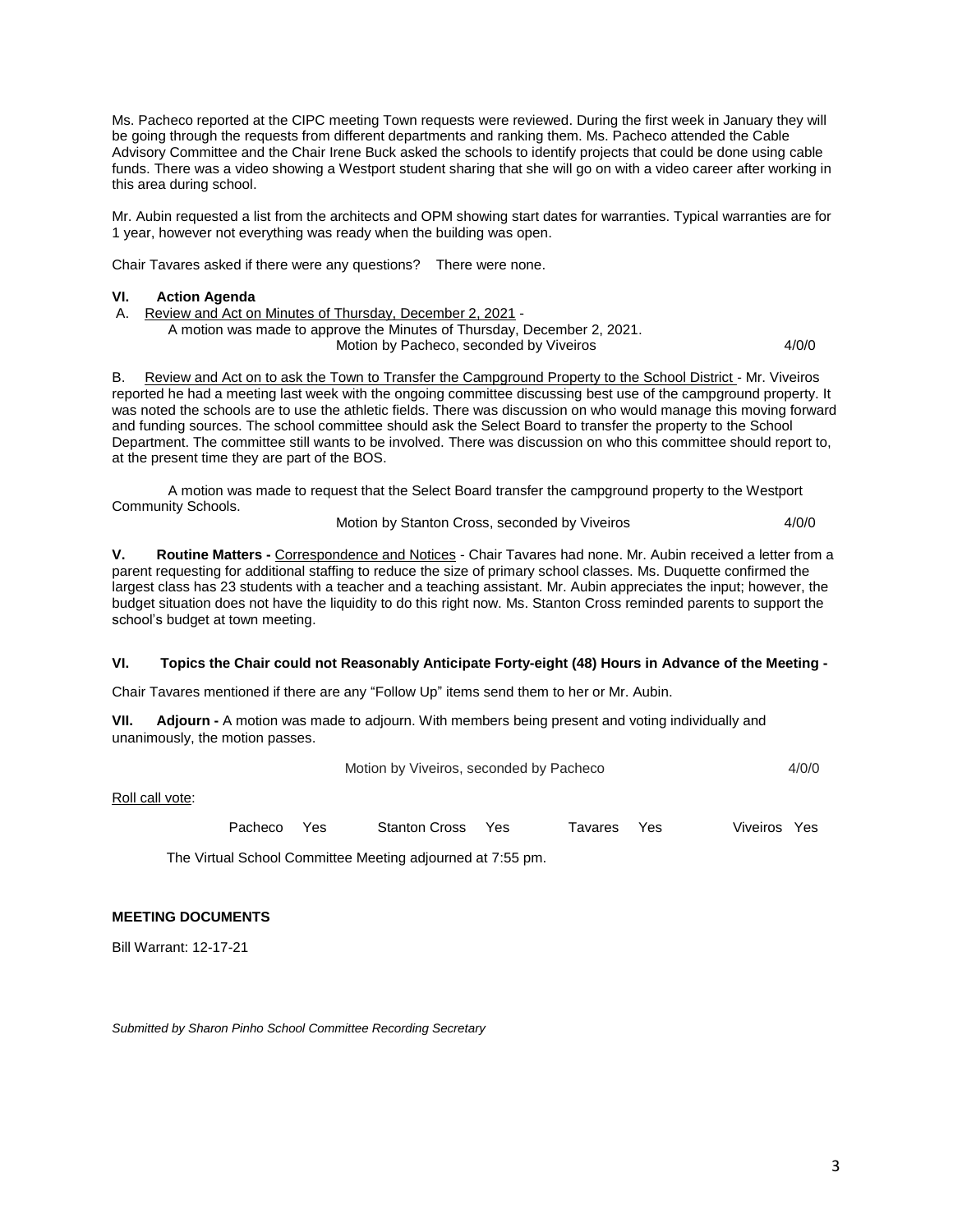Ms. Pacheco reported at the CIPC meeting Town requests were reviewed. During the first week in January they will be going through the requests from different departments and ranking them. Ms. Pacheco attended the Cable Advisory Committee and the Chair Irene Buck asked the schools to identify projects that could be done using cable funds. There was a video showing a Westport student sharing that she will go on with a video career after working in this area during school.

Mr. Aubin requested a list from the architects and OPM showing start dates for warranties. Typical warranties are for 1 year, however not everything was ready when the building was open.

Chair Tavares asked if there were any questions? There were none.

### VI. Action Agenda

A. Review and Act on Minutes of Thursday, December 2, 2021 -

A motion was made to approve the Minutes of Thursday, December 2, 2021.

Motion by Pacheco, seconded by Viveiros 4/0/0

B. Review and Act on to ask the Town to Transfer the Campground Property to the School District - Mr. Viveiros reported he had a meeting last week with the ongoing committee discussing best use of the campground property. It was noted the schools are to use the athletic fields. There was discussion on who would manage this moving forward and funding sources. The school committee should ask the Select Board to transfer the property to the School Department. The committee still wants to be involved. There was discussion on who this committee should report to, at the present time they are part of the BOS.

A motion was made to request that the Select Board transfer the campground property to the Westport Community Schools.

Motion by Stanton Cross, seconded by Viveiros 4/0/0

**V. Routine Matters -** Correspondence and Notices - Chair Tavares had none. Mr. Aubin received a letter from a parent requesting for additional staffing to reduce the size of primary school classes. Ms. Duquette confirmed the largest class has 23 students with a teacher and a teaching assistant. Mr. Aubin appreciates the input; however, the budget situation does not have the liquidity to do this right now. Ms. Stanton Cross reminded parents to support the school's budget at town meeting.

### VI. Topics the Chair could not Reasonably Anticipate Forty-eight (48) Hours in Advance of the Meeting -

Chair Tavares mentioned if there are any "Follow Up" items send them to her or Mr. Aubin.

**VII. Adjourn -** A motion was made to adjourn. With members being present and voting individually and unanimously, the motion passes.

Motion by Viveiros, seconded by Pacheco 4/0/0

Roll call vote:

| | | | | | | | |
|---|---|---|---|---|---|---|---|
| Pacheco | Yes | Stanton Cross | Yes | Tavares | Yes | Viveiros | Yes |

The Virtual School Committee Meeting adjourned at 7:55 pm.

**MEETING DOCUMENTS**

Bill Warrant: 12-17-21

*Submitted by Sharon Pinho School Committee Recording Secretary*